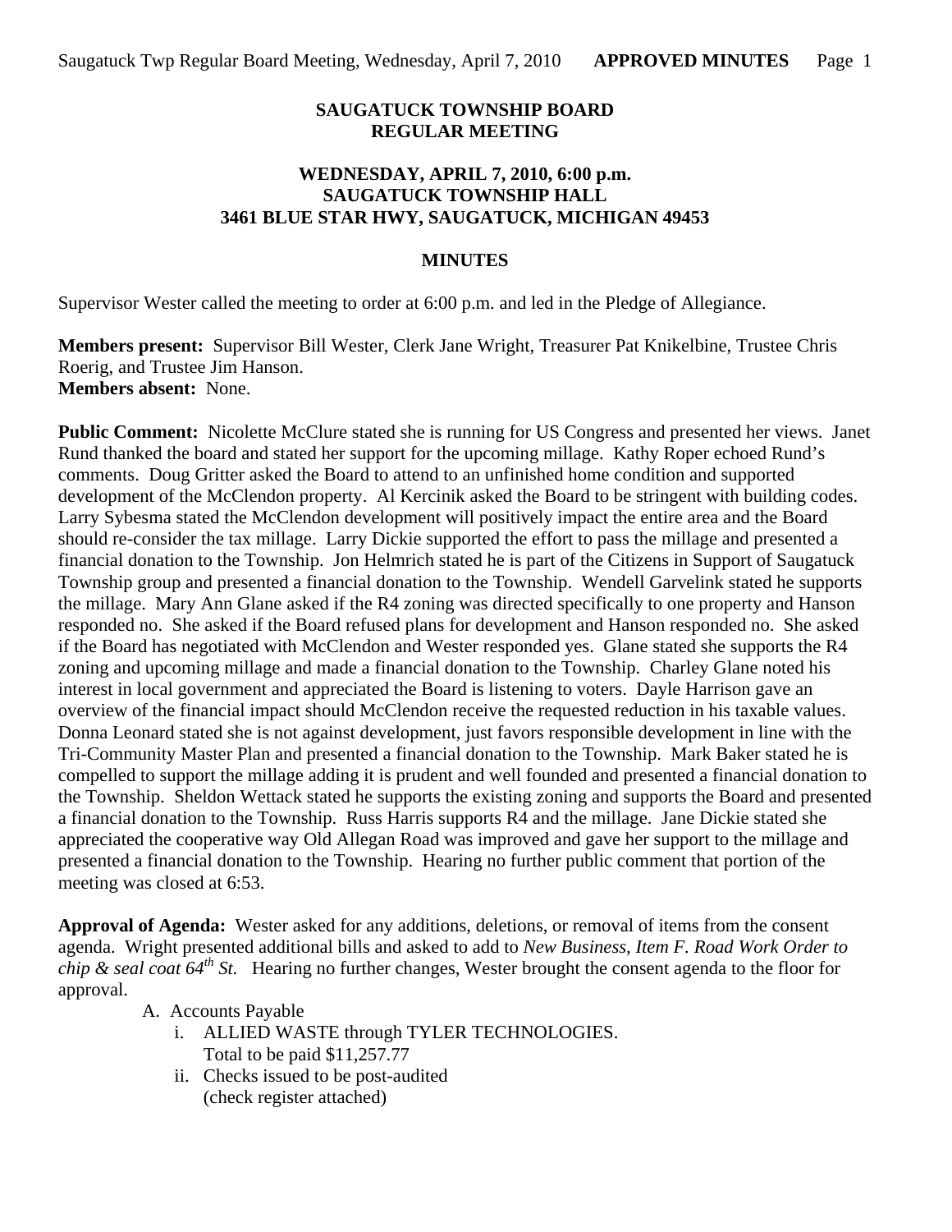**SAUGATUCK TOWNSHIP BOARD**
**REGULAR MEETING**

**WEDNESDAY, APRIL 7, 2010, 6:00 p.m.**
**SAUGATUCK TOWNSHIP HALL**
**3461 BLUE STAR HWY, SAUGATUCK, MICHIGAN 49453**

**MINUTES**

Supervisor Wester called the meeting to order at 6:00 p.m. and led in the Pledge of Allegiance.

**Members present:** Supervisor Bill Wester, Clerk Jane Wright, Treasurer Pat Knikelbine, Trustee Chris Roerig, and Trustee Jim Hanson.
**Members absent:** None.

**Public Comment:** Nicolette McClure stated she is running for US Congress and presented her views. Janet Rund thanked the board and stated her support for the upcoming millage. Kathy Roper echoed Rund's comments. Doug Gritter asked the Board to attend to an unfinished home condition and supported development of the McClendon property. Al Kercinik asked the Board to be stringent with building codes. Larry Sybesma stated the McClendon development will positively impact the entire area and the Board should re-consider the tax millage. Larry Dickie supported the effort to pass the millage and presented a financial donation to the Township. Jon Helmrich stated he is part of the Citizens in Support of Saugatuck Township group and presented a financial donation to the Township. Wendell Garvelink stated he supports the millage. Mary Ann Glane asked if the R4 zoning was directed specifically to one property and Hanson responded no. She asked if the Board refused plans for development and Hanson responded no. She asked if the Board has negotiated with McClendon and Wester responded yes. Glane stated she supports the R4 zoning and upcoming millage and made a financial donation to the Township. Charley Glane noted his interest in local government and appreciated the Board is listening to voters. Dayle Harrison gave an overview of the financial impact should McClendon receive the requested reduction in his taxable values. Donna Leonard stated she is not against development, just favors responsible development in line with the Tri-Community Master Plan and presented a financial donation to the Township. Mark Baker stated he is compelled to support the millage adding it is prudent and well founded and presented a financial donation to the Township. Sheldon Wettack stated he supports the existing zoning and supports the Board and presented a financial donation to the Township. Russ Harris supports R4 and the millage. Jane Dickie stated she appreciated the cooperative way Old Allegan Road was improved and gave her support to the millage and presented a financial donation to the Township. Hearing no further public comment that portion of the meeting was closed at 6:53.

**Approval of Agenda:** Wester asked for any additions, deletions, or removal of items from the consent agenda. Wright presented additional bills and asked to add to *New Business, Item F. Road Work Order to chip & seal coat 64th St.* Hearing no further changes, Wester brought the consent agenda to the floor for approval.

A. Accounts Payable
   i. ALLIED WASTE through TYLER TECHNOLOGIES.
      Total to be paid $11,257.77
   ii. Checks issued to be post-audited
      (check register attached)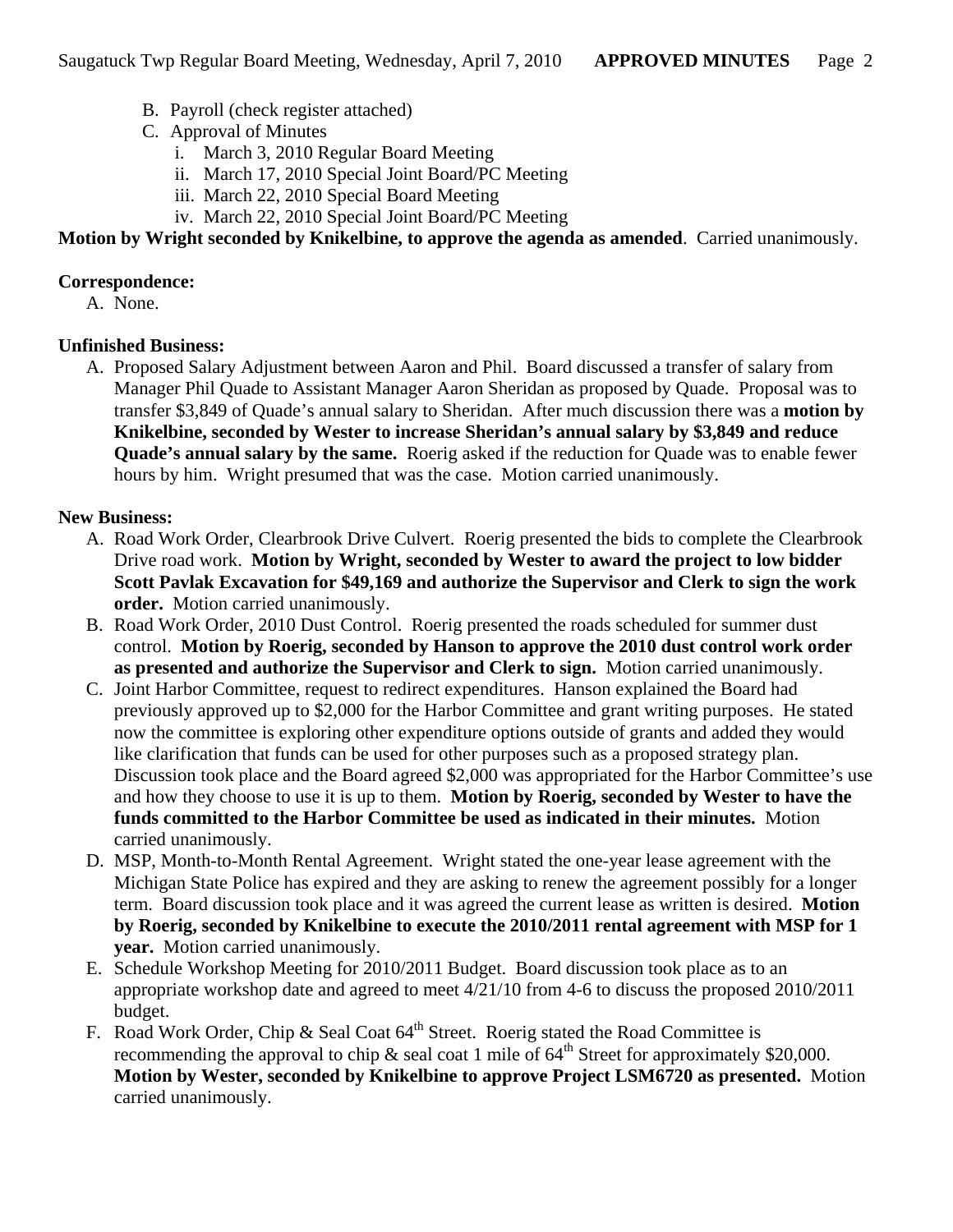B. Payroll (check register attached)
C. Approval of Minutes
   i. March 3, 2010 Regular Board Meeting
   ii. March 17, 2010 Special Joint Board/PC Meeting
   iii. March 22, 2010 Special Board Meeting
   iv. March 22, 2010 Special Joint Board/PC Meeting

**Motion by Wright seconded by Knikelbine, to approve the agenda as amended**. Carried unanimously.

**Correspondence:**

A. None.

**Unfinished Business:**

A. Proposed Salary Adjustment between Aaron and Phil. Board discussed a transfer of salary from Manager Phil Quade to Assistant Manager Aaron Sheridan as proposed by Quade. Proposal was to transfer $3,849 of Quade's annual salary to Sheridan. After much discussion there was a **motion by Knikelbine, seconded by Wester to increase Sheridan's annual salary by $3,849 and reduce Quade's annual salary by the same.** Roerig asked if the reduction for Quade was to enable fewer hours by him. Wright presumed that was the case. Motion carried unanimously.

**New Business:**

A. Road Work Order, Clearbrook Drive Culvert. Roerig presented the bids to complete the Clearbrook Drive road work. **Motion by Wright, seconded by Wester to award the project to low bidder Scott Pavlak Excavation for $49,169 and authorize the Supervisor and Clerk to sign the work order.** Motion carried unanimously.
B. Road Work Order, 2010 Dust Control. Roerig presented the roads scheduled for summer dust control. **Motion by Roerig, seconded by Hanson to approve the 2010 dust control work order as presented and authorize the Supervisor and Clerk to sign.** Motion carried unanimously.
C. Joint Harbor Committee, request to redirect expenditures. Hanson explained the Board had previously approved up to $2,000 for the Harbor Committee and grant writing purposes. He stated now the committee is exploring other expenditure options outside of grants and added they would like clarification that funds can be used for other purposes such as a proposed strategy plan. Discussion took place and the Board agreed $2,000 was appropriated for the Harbor Committee's use and how they choose to use it is up to them. **Motion by Roerig, seconded by Wester to have the funds committed to the Harbor Committee be used as indicated in their minutes.** Motion carried unanimously.
D. MSP, Month-to-Month Rental Agreement. Wright stated the one-year lease agreement with the Michigan State Police has expired and they are asking to renew the agreement possibly for a longer term. Board discussion took place and it was agreed the current lease as written is desired. **Motion by Roerig, seconded by Knikelbine to execute the 2010/2011 rental agreement with MSP for 1 year.** Motion carried unanimously.
E. Schedule Workshop Meeting for 2010/2011 Budget. Board discussion took place as to an appropriate workshop date and agreed to meet 4/21/10 from 4-6 to discuss the proposed 2010/2011 budget.
F. Road Work Order, Chip & Seal Coat 64th Street. Roerig stated the Road Committee is recommending the approval to chip & seal coat 1 mile of 64th Street for approximately $20,000. **Motion by Wester, seconded by Knikelbine to approve Project LSM6720 as presented.** Motion carried unanimously.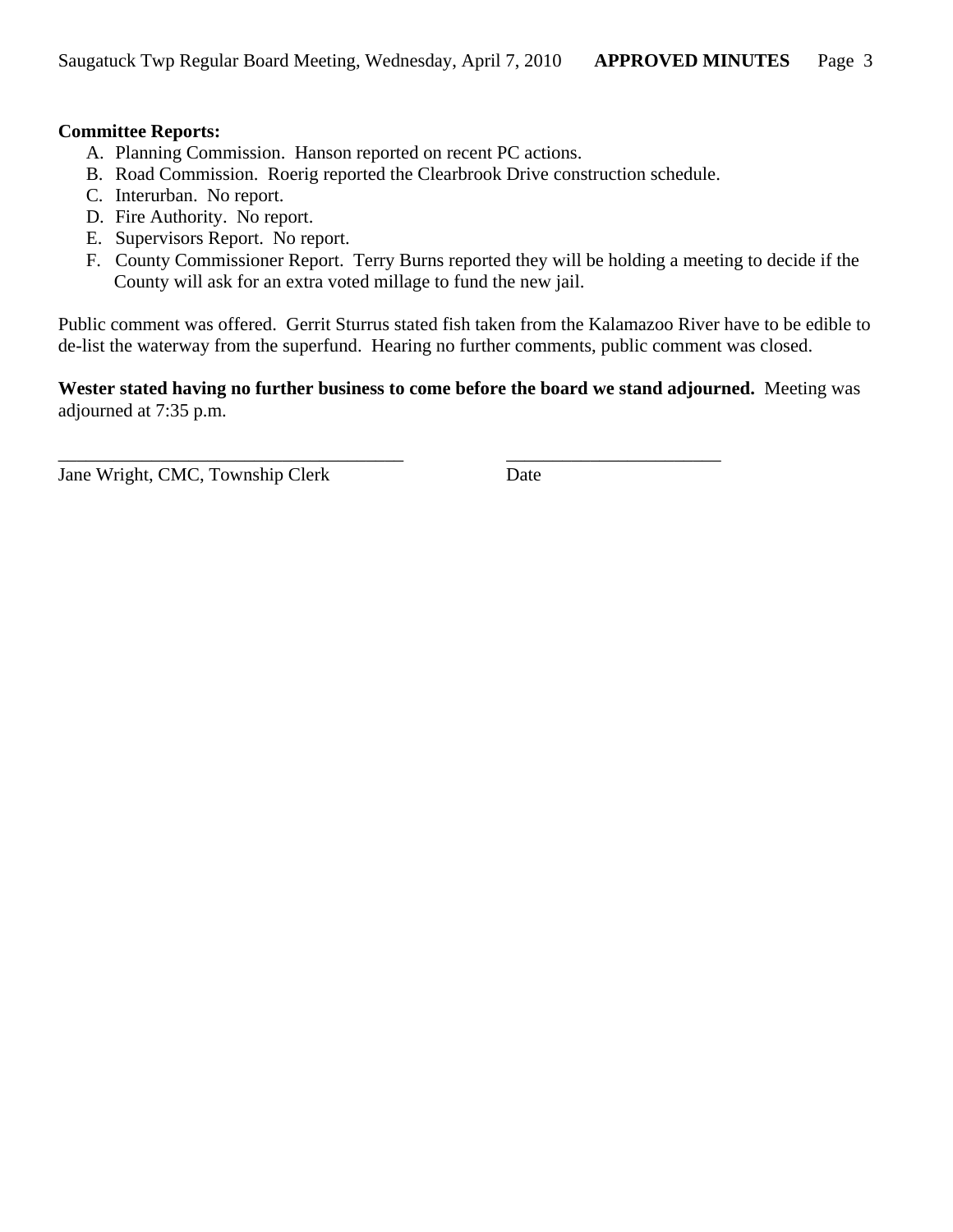**Committee Reports:**

A. Planning Commission. Hanson reported on recent PC actions.
B. Road Commission. Roerig reported the Clearbrook Drive construction schedule.
C. Interurban. No report.
D. Fire Authority. No report.
E. Supervisors Report. No report.
F. County Commissioner Report. Terry Burns reported they will be holding a meeting to decide if the County will ask for an extra voted millage to fund the new jail.

Public comment was offered. Gerrit Sturrus stated fish taken from the Kalamazoo River have to be edible to de-list the waterway from the superfund. Hearing no further comments, public comment was closed.

**Wester stated having no further business to come before the board we stand adjourned.** Meeting was adjourned at 7:35 p.m.

_____________________________________ _______________________

Jane Wright, CMC, Township Clerk Date